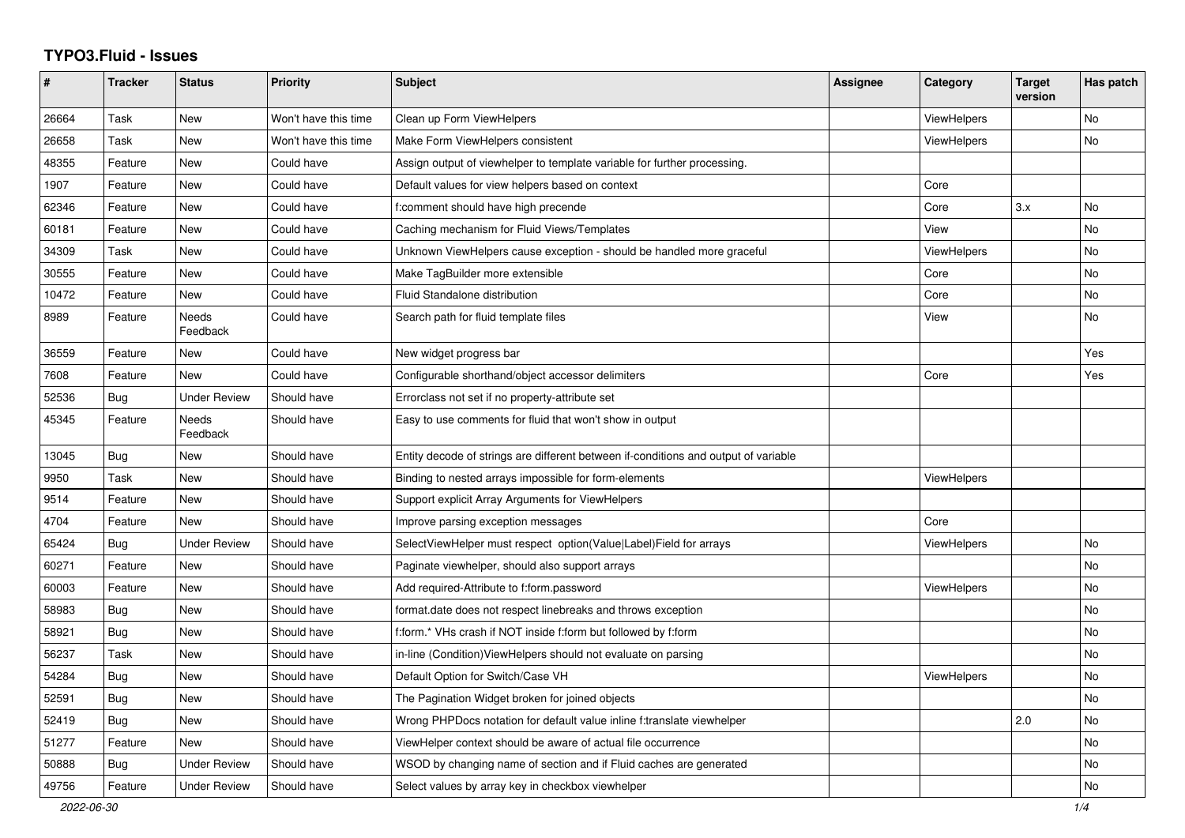# TYPO3.Fluid - Issues

| # | Tracker | Status | Priority | Subject | Assignee | Category | Target version | Has patch |
|---|---|---|---|---|---|---|---|---|
| 26664 | Task | New | Won't have this time | Clean up Form ViewHelpers | | ViewHelpers | | No |
| 26658 | Task | New | Won't have this time | Make Form ViewHelpers consistent | | ViewHelpers | | No |
| 48355 | Feature | New | Could have | Assign output of viewhelper to template variable for further processing. | | | | |
| 1907 | Feature | New | Could have | Default values for view helpers based on context | | Core | | |
| 62346 | Feature | New | Could have | f:comment should have high precende | | Core | 3.x | No |
| 60181 | Feature | New | Could have | Caching mechanism for Fluid Views/Templates | | View | | No |
| 34309 | Task | New | Could have | Unknown ViewHelpers cause exception - should be handled more graceful | | ViewHelpers | | No |
| 30555 | Feature | New | Could have | Make TagBuilder more extensible | | Core | | No |
| 10472 | Feature | New | Could have | Fluid Standalone distribution | | Core | | No |
| 8989 | Feature | Needs Feedback | Could have | Search path for fluid template files | | View | | No |
| 36559 | Feature | New | Could have | New widget progress bar | | | | Yes |
| 7608 | Feature | New | Could have | Configurable shorthand/object accessor delimiters | | Core | | Yes |
| 52536 | Bug | Under Review | Should have | Errorclass not set if no property-attribute set | | | | |
| 45345 | Feature | Needs Feedback | Should have | Easy to use comments for fluid that won't show in output | | | | |
| 13045 | Bug | New | Should have | Entity decode of strings are different between if-conditions and output of variable | | | | |
| 9950 | Task | New | Should have | Binding to nested arrays impossible for form-elements | | ViewHelpers | | |
| 9514 | Feature | New | Should have | Support explicit Array Arguments for ViewHelpers | | | | |
| 4704 | Feature | New | Should have | Improve parsing exception messages | | Core | | |
| 65424 | Bug | Under Review | Should have | SelectViewHelper must respect option(Value\|Label)Field for arrays | | ViewHelpers | | No |
| 60271 | Feature | New | Should have | Paginate viewhelper, should also support arrays | | | | No |
| 60003 | Feature | New | Should have | Add required-Attribute to f:form.password | | ViewHelpers | | No |
| 58983 | Bug | New | Should have | format.date does not respect linebreaks and throws exception | | | | No |
| 58921 | Bug | New | Should have | f:form.* VHs crash if NOT inside f:form but followed by f:form | | | | No |
| 56237 | Task | New | Should have | in-line (Condition)ViewHelpers should not evaluate on parsing | | | | No |
| 54284 | Bug | New | Should have | Default Option for Switch/Case VH | | ViewHelpers | | No |
| 52591 | Bug | New | Should have | The Pagination Widget broken for joined objects | | | | No |
| 52419 | Bug | New | Should have | Wrong PHPDocs notation for default value inline f:translate viewhelper | | | 2.0 | No |
| 51277 | Feature | New | Should have | ViewHelper context should be aware of actual file occurrence | | | | No |
| 50888 | Bug | Under Review | Should have | WSOD by changing name of section and if Fluid caches are generated | | | | No |
| 49756 | Feature | Under Review | Should have | Select values by array key in checkbox viewhelper | | | | No |

2022-06-30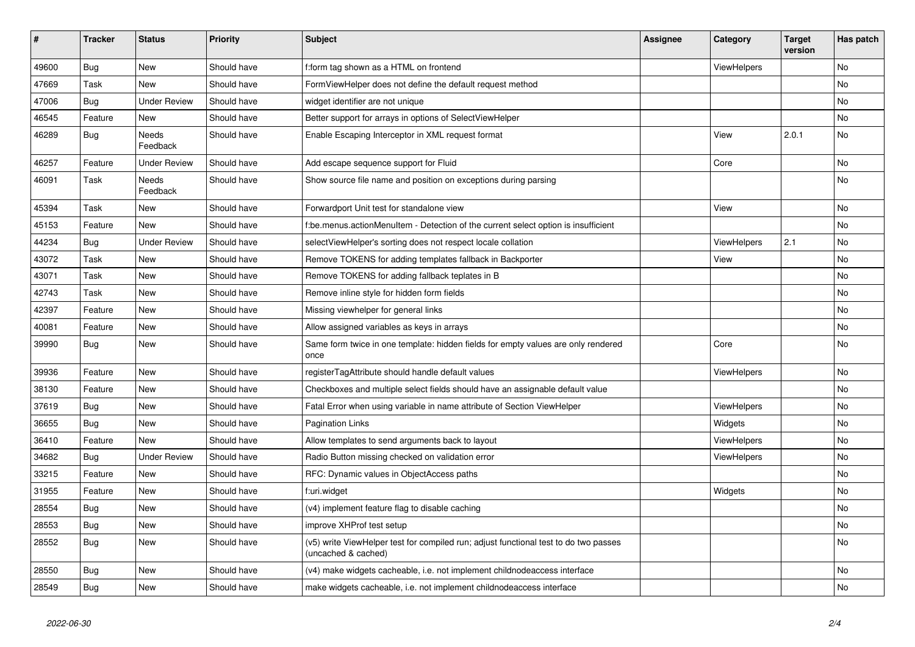| # | Tracker | Status | Priority | Subject | Assignee | Category | Target version | Has patch |
|---|---|---|---|---|---|---|---|---|
| 49600 | Bug | New | Should have | f:form tag shown as a HTML on frontend | | ViewHelpers | | No |
| 47669 | Task | New | Should have | FormViewHelper does not define the default request method | | | | No |
| 47006 | Bug | Under Review | Should have | widget identifier are not unique | | | | No |
| 46545 | Feature | New | Should have | Better support for arrays in options of SelectViewHelper | | | | No |
| 46289 | Bug | Needs Feedback | Should have | Enable Escaping Interceptor in XML request format | | View | 2.0.1 | No |
| 46257 | Feature | Under Review | Should have | Add escape sequence support for Fluid | | Core | | No |
| 46091 | Task | Needs Feedback | Should have | Show source file name and position on exceptions during parsing | | | | No |
| 45394 | Task | New | Should have | Forwardport Unit test for standalone view | | View | | No |
| 45153 | Feature | New | Should have | f:be.menus.actionMenuItem - Detection of the current select option is insufficient | | | | No |
| 44234 | Bug | Under Review | Should have | selectViewHelper's sorting does not respect locale collation | | ViewHelpers | 2.1 | No |
| 43072 | Task | New | Should have | Remove TOKENS for adding templates fallback in Backporter | | View | | No |
| 43071 | Task | New | Should have | Remove TOKENS for adding fallback teplates in B | | | | No |
| 42743 | Task | New | Should have | Remove inline style for hidden form fields | | | | No |
| 42397 | Feature | New | Should have | Missing viewhelper for general links | | | | No |
| 40081 | Feature | New | Should have | Allow assigned variables as keys in arrays | | | | No |
| 39990 | Bug | New | Should have | Same form twice in one template: hidden fields for empty values are only rendered once | | Core | | No |
| 39936 | Feature | New | Should have | registerTagAttribute should handle default values | | ViewHelpers | | No |
| 38130 | Feature | New | Should have | Checkboxes and multiple select fields should have an assignable default value | | | | No |
| 37619 | Bug | New | Should have | Fatal Error when using variable in name attribute of Section ViewHelper | | ViewHelpers | | No |
| 36655 | Bug | New | Should have | Pagination Links | | Widgets | | No |
| 36410 | Feature | New | Should have | Allow templates to send arguments back to layout | | ViewHelpers | | No |
| 34682 | Bug | Under Review | Should have | Radio Button missing checked on validation error | | ViewHelpers | | No |
| 33215 | Feature | New | Should have | RFC: Dynamic values in ObjectAccess paths | | | | No |
| 31955 | Feature | New | Should have | f:uri.widget | | Widgets | | No |
| 28554 | Bug | New | Should have | (v4) implement feature flag to disable caching | | | | No |
| 28553 | Bug | New | Should have | improve XHProf test setup | | | | No |
| 28552 | Bug | New | Should have | (v5) write ViewHelper test for compiled run; adjust functional test to do two passes (uncached & cached) | | | | No |
| 28550 | Bug | New | Should have | (v4) make widgets cacheable, i.e. not implement childnodeaccess interface | | | | No |
| 28549 | Bug | New | Should have | make widgets cacheable, i.e. not implement childnodeaccess interface | | | | No |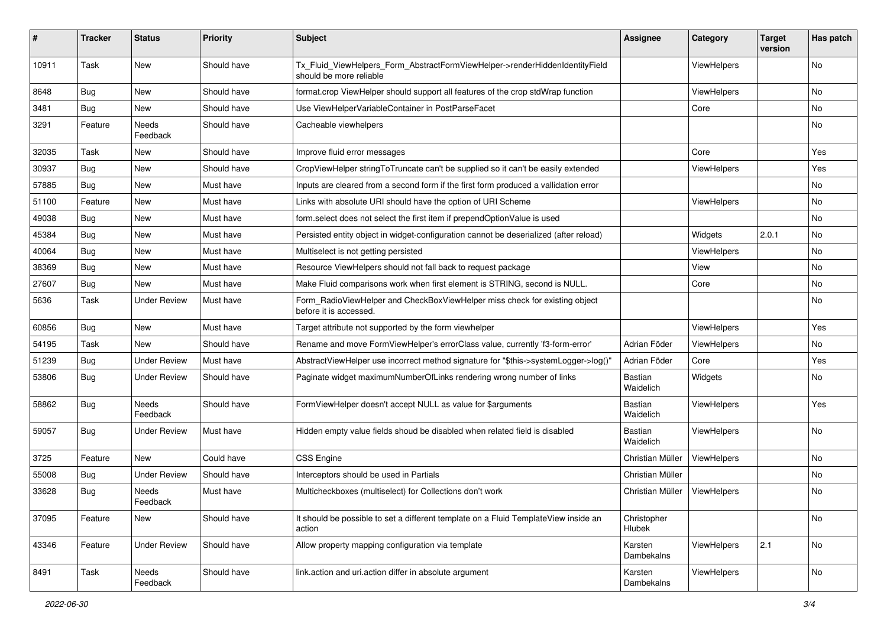| # | Tracker | Status | Priority | Subject | Assignee | Category | Target version | Has patch |
|---|---|---|---|---|---|---|---|---|
| 10911 | Task | New | Should have | Tx_Fluid_ViewHelpers_Form_AbstractFormViewHelper->renderHiddenIdentityField should be more reliable | | ViewHelpers | | No |
| 8648 | Bug | New | Should have | format.crop ViewHelper should support all features of the crop stdWrap function | | ViewHelpers | | No |
| 3481 | Bug | New | Should have | Use ViewHelperVariableContainer in PostParseFacet | | Core | | No |
| 3291 | Feature | Needs Feedback | Should have | Cacheable viewhelpers | | | | No |
| 32035 | Task | New | Should have | Improve fluid error messages | | Core | | Yes |
| 30937 | Bug | New | Should have | CropViewHelper stringToTruncate can't be supplied so it can't be easily extended | | ViewHelpers | | Yes |
| 57885 | Bug | New | Must have | Inputs are cleared from a second form if the first form produced a vallidation error | | | | No |
| 51100 | Feature | New | Must have | Links with absolute URI should have the option of URI Scheme | | ViewHelpers | | No |
| 49038 | Bug | New | Must have | form.select does not select the first item if prependOptionValue is used | | | | No |
| 45384 | Bug | New | Must have | Persisted entity object in widget-configuration cannot be deserialized (after reload) | | Widgets | 2.0.1 | No |
| 40064 | Bug | New | Must have | Multiselect is not getting persisted | | ViewHelpers | | No |
| 38369 | Bug | New | Must have | Resource ViewHelpers should not fall back to request package | | View | | No |
| 27607 | Bug | New | Must have | Make Fluid comparisons work when first element is STRING, second is NULL. | | Core | | No |
| 5636 | Task | Under Review | Must have | Form_RadioViewHelper and CheckBoxViewHelper miss check for existing object before it is accessed. | | | | No |
| 60856 | Bug | New | Must have | Target attribute not supported by the form viewhelper | | ViewHelpers | | Yes |
| 54195 | Task | New | Should have | Rename and move FormViewHelper's errorClass value, currently 'f3-form-error' | Adrian Föder | ViewHelpers | | No |
| 51239 | Bug | Under Review | Must have | AbstractViewHelper use incorrect method signature for "$this->systemLogger->log()" | Adrian Föder | Core | | Yes |
| 53806 | Bug | Under Review | Should have | Paginate widget maximumNumberOfLinks rendering wrong number of links | Bastian Waidelich | Widgets | | No |
| 58862 | Bug | Needs Feedback | Should have | FormViewHelper doesn't accept NULL as value for $arguments | Bastian Waidelich | ViewHelpers | | Yes |
| 59057 | Bug | Under Review | Must have | Hidden empty value fields shoud be disabled when related field is disabled | Bastian Waidelich | ViewHelpers | | No |
| 3725 | Feature | New | Could have | CSS Engine | Christian Müller | ViewHelpers | | No |
| 55008 | Bug | Under Review | Should have | Interceptors should be used in Partials | Christian Müller | | | No |
| 33628 | Bug | Needs Feedback | Must have | Multicheckboxes (multiselect) for Collections don't work | Christian Müller | ViewHelpers | | No |
| 37095 | Feature | New | Should have | It should be possible to set a different template on a Fluid TemplateView inside an action | Christopher Hlubek | | | No |
| 43346 | Feature | Under Review | Should have | Allow property mapping configuration via template | Karsten Dambekalns | ViewHelpers | 2.1 | No |
| 8491 | Task | Needs Feedback | Should have | link.action and uri.action differ in absolute argument | Karsten Dambekalns | ViewHelpers | | No |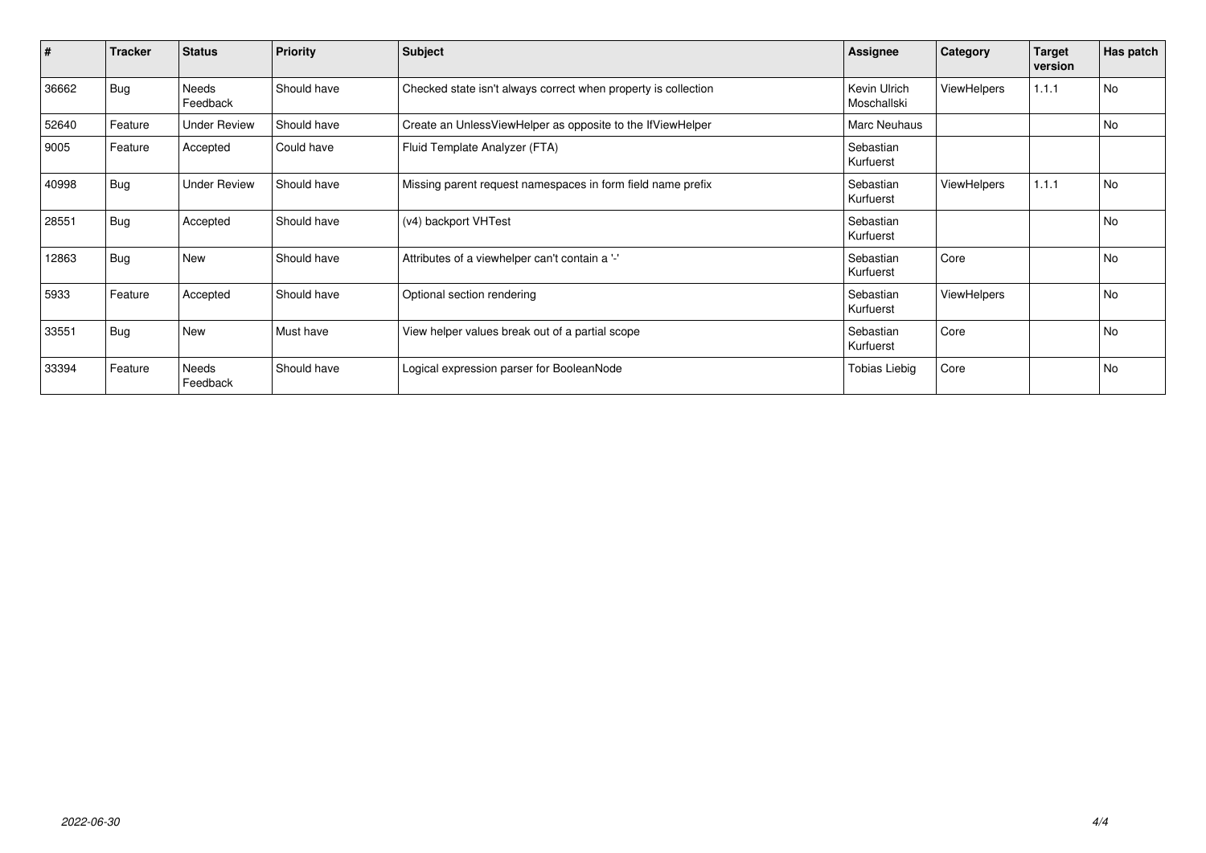| # | Tracker | Status | Priority | Subject | Assignee | Category | Target version | Has patch |
|---|---|---|---|---|---|---|---|---|
| 36662 | Bug | Needs Feedback | Should have | Checked state isn't always correct when property is collection | Kevin Ulrich Moschallski | ViewHelpers | 1.1.1 | No |
| 52640 | Feature | Under Review | Should have | Create an UnlessViewHelper as opposite to the IfViewHelper | Marc Neuhaus | | | No |
| 9005 | Feature | Accepted | Could have | Fluid Template Analyzer (FTA) | Sebastian Kurfuerst | | | |
| 40998 | Bug | Under Review | Should have | Missing parent request namespaces in form field name prefix | Sebastian Kurfuerst | ViewHelpers | 1.1.1 | No |
| 28551 | Bug | Accepted | Should have | (v4) backport VHTest | Sebastian Kurfuerst | | | No |
| 12863 | Bug | New | Should have | Attributes of a viewhelper can't contain a '-' | Sebastian Kurfuerst | Core | | No |
| 5933 | Feature | Accepted | Should have | Optional section rendering | Sebastian Kurfuerst | ViewHelpers | | No |
| 33551 | Bug | New | Must have | View helper values break out of a partial scope | Sebastian Kurfuerst | Core | | No |
| 33394 | Feature | Needs Feedback | Should have | Logical expression parser for BooleanNode | Tobias Liebig | Core | | No |

*2022-06-30*